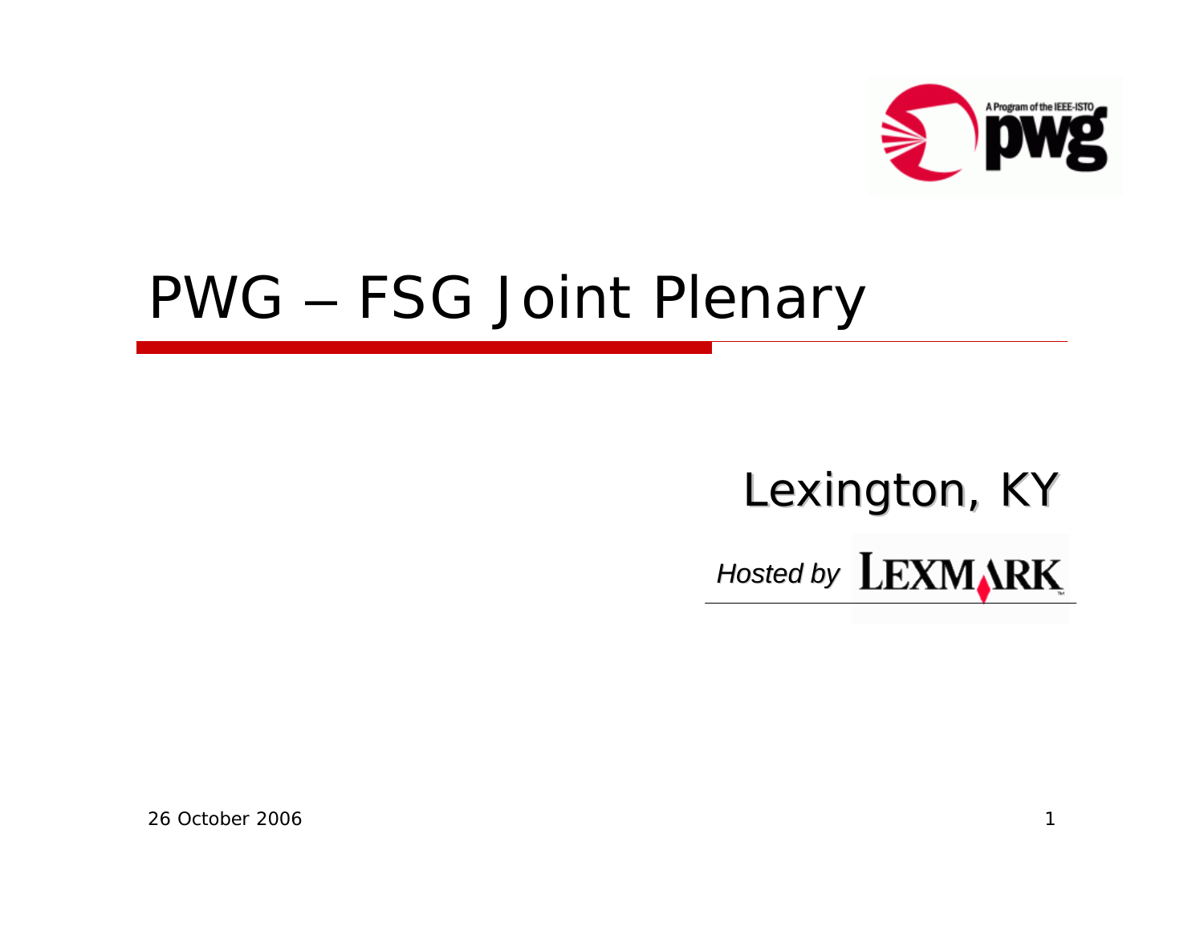# PWG – FSG Joint Plenary

Lexington, KY

*Hosted by* LEXMARK

26 October 2006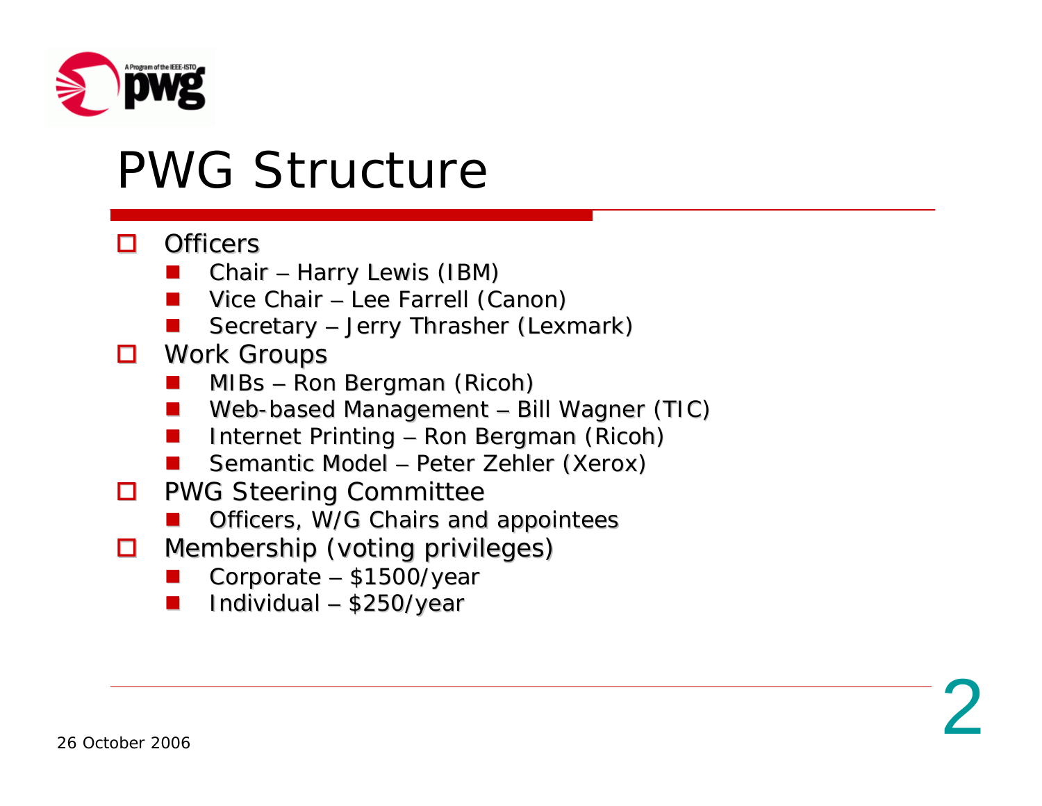# PWG Structure

- Officers
  - Chair – Harry Lewis (IBM)
  - Vice Chair – Lee Farrell (Canon)
  - Secretary – Jerry Thrasher (Lexmark)
- Work Groups
  - MIBs – Ron Bergman (Ricoh)
  - Web-based Management – Bill Wagner (TIC)
  - Internet Printing – Ron Bergman (Ricoh)
  - Semantic Model – Peter Zehler (Xerox)
- PWG Steering Committee
  - Officers, W/G Chairs and appointees
- Membership (voting privileges)
  - Corporate – $1500/year
  - Individual – $250/year

26 October 2006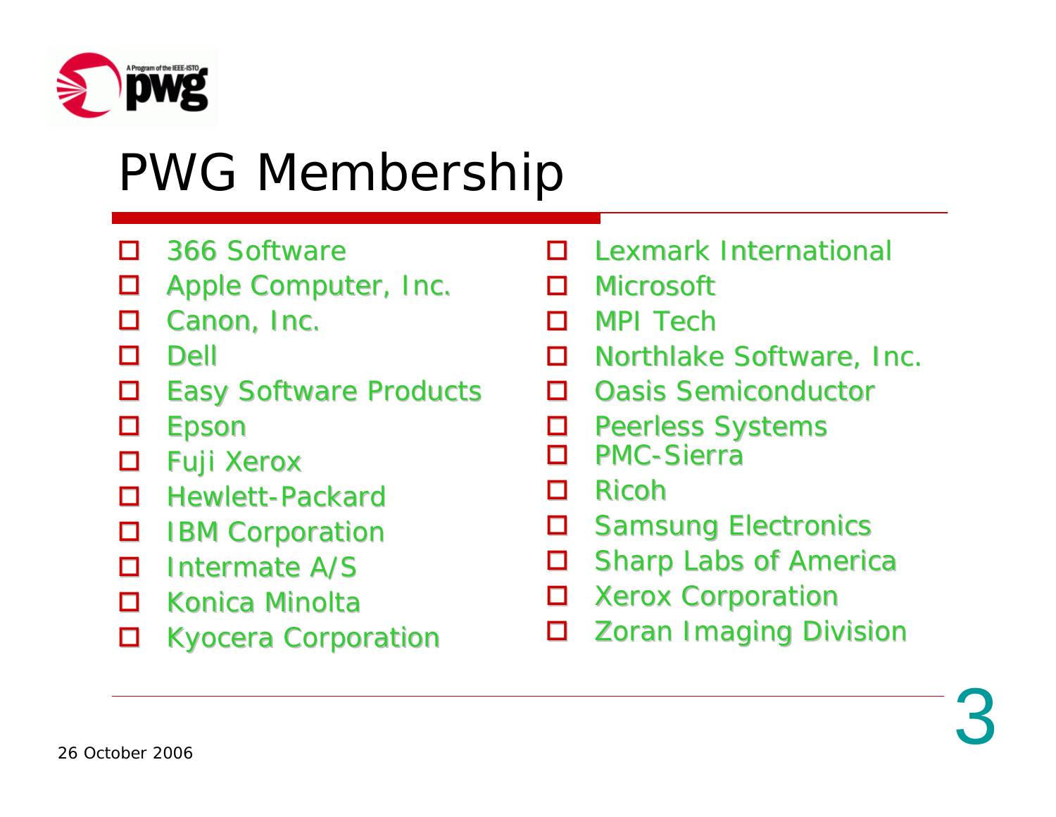# PWG Membership

- 366 Software
- Apple Computer, Inc.
- Canon, Inc.
- Dell
- Easy Software Products
- Epson
- Fuji Xerox
- Hewlett-Packard
- IBM Corporation
- Intermate A/S
- Konica Minolta
- Kyocera Corporation
- Lexmark International
- Microsoft
- MPI Tech
- Northlake Software, Inc.
- Oasis Semiconductor
- Peerless Systems
- PMC-Sierra
- Ricoh
- Samsung Electronics
- Sharp Labs of America
- Xerox Corporation
- Zoran Imaging Division

26 October 2006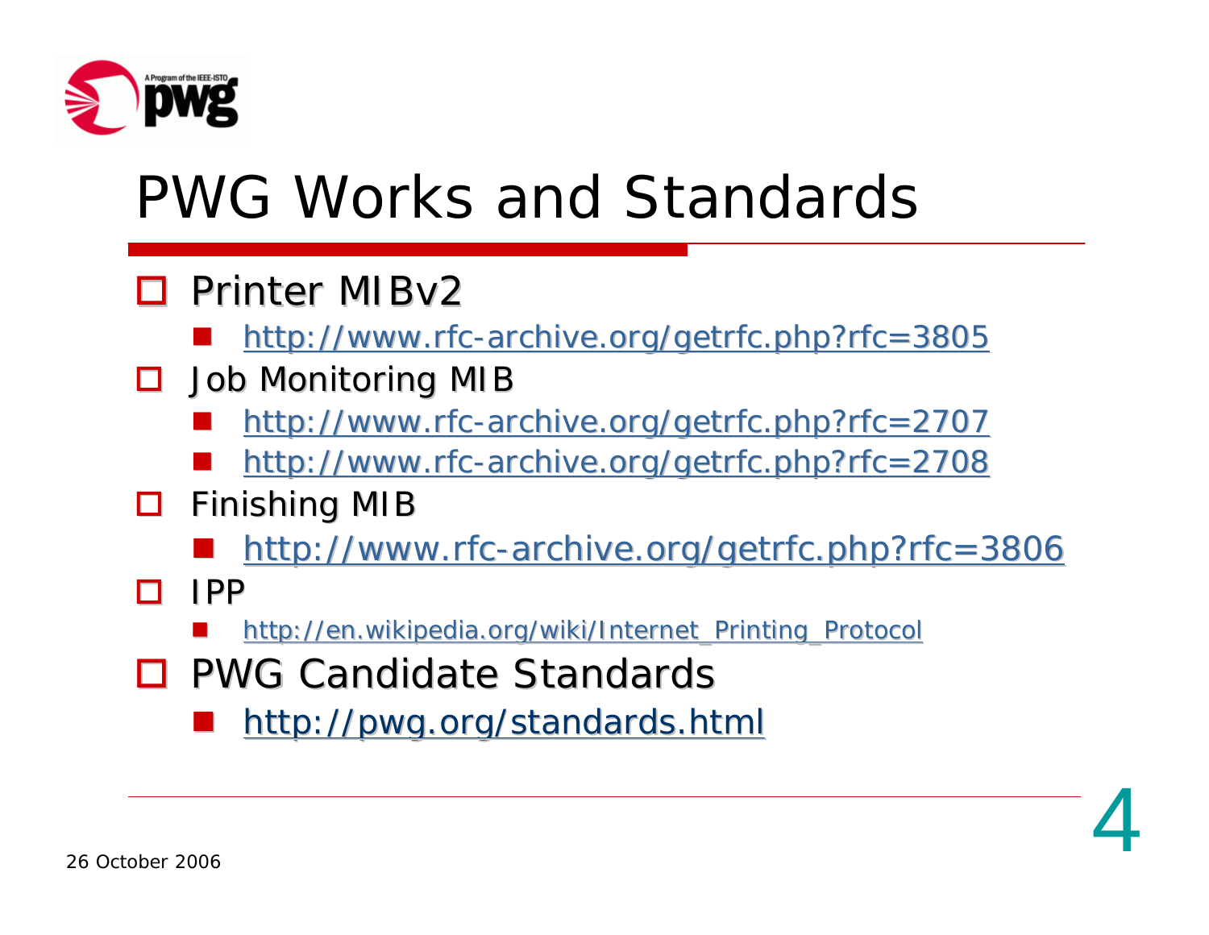# PWG Works and Standards

- Printer MIBv2
  - http://www.rfc-archive.org/getrfc.php?rfc=3805
- Job Monitoring MIB
  - http://www.rfc-archive.org/getrfc.php?rfc=2707
  - http://www.rfc-archive.org/getrfc.php?rfc=2708
- Finishing MIB
  - http://www.rfc-archive.org/getrfc.php?rfc=3806
- IPP
  - http://en.wikipedia.org/wiki/Internet_Printing_Protocol
- PWG Candidate Standards
  - http://pwg.org/standards.html

26 October 2006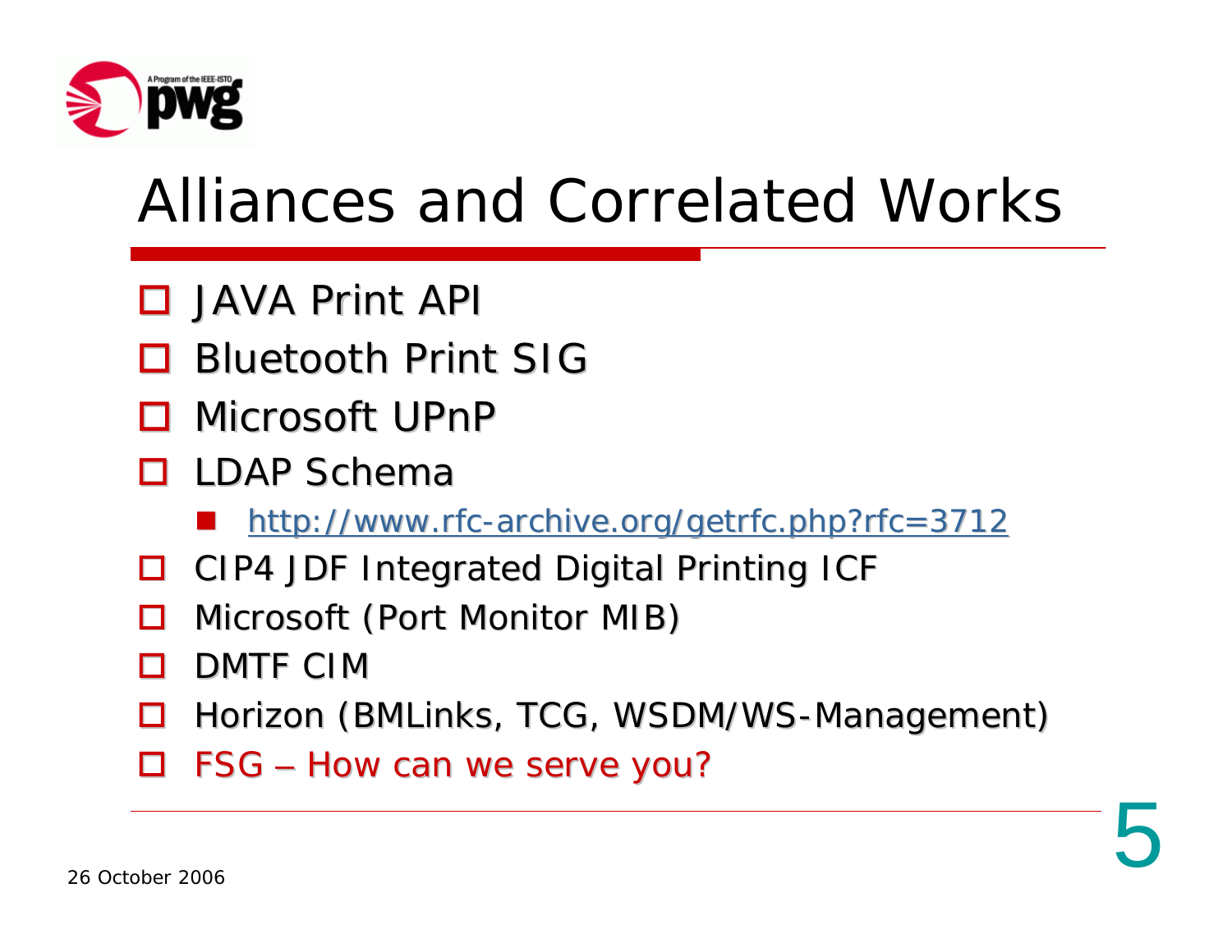# Alliances and Correlated Works

- JAVA Print API
- Bluetooth Print SIG
- Microsoft UPnP
- LDAP Schema
  - http://www.rfc-archive.org/getrfc.php?rfc=3712
- CIP4 JDF Integrated Digital Printing ICF
- Microsoft (Port Monitor MIB)
- DMTF CIM
- Horizon (BMLinks, TCG, WSDM/WS-Management)
- FSG – How can we serve you?

26 October 2006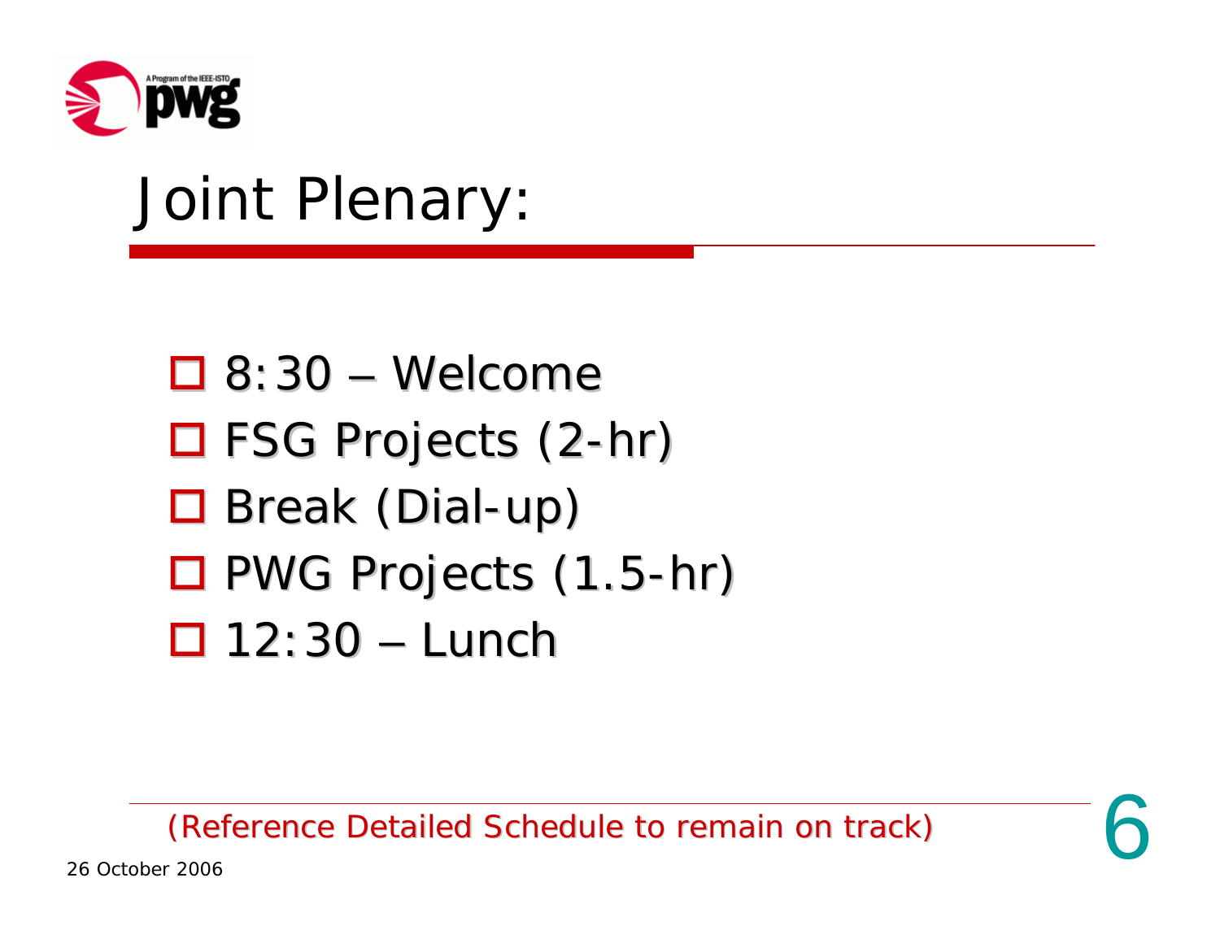# Joint Plenary:

- 8:30 – Welcome
- FSG Projects (2-hr)
- Break (Dial-up)
- PWG Projects (1.5-hr)
- 12:30 – Lunch

(Reference Detailed Schedule to remain on track)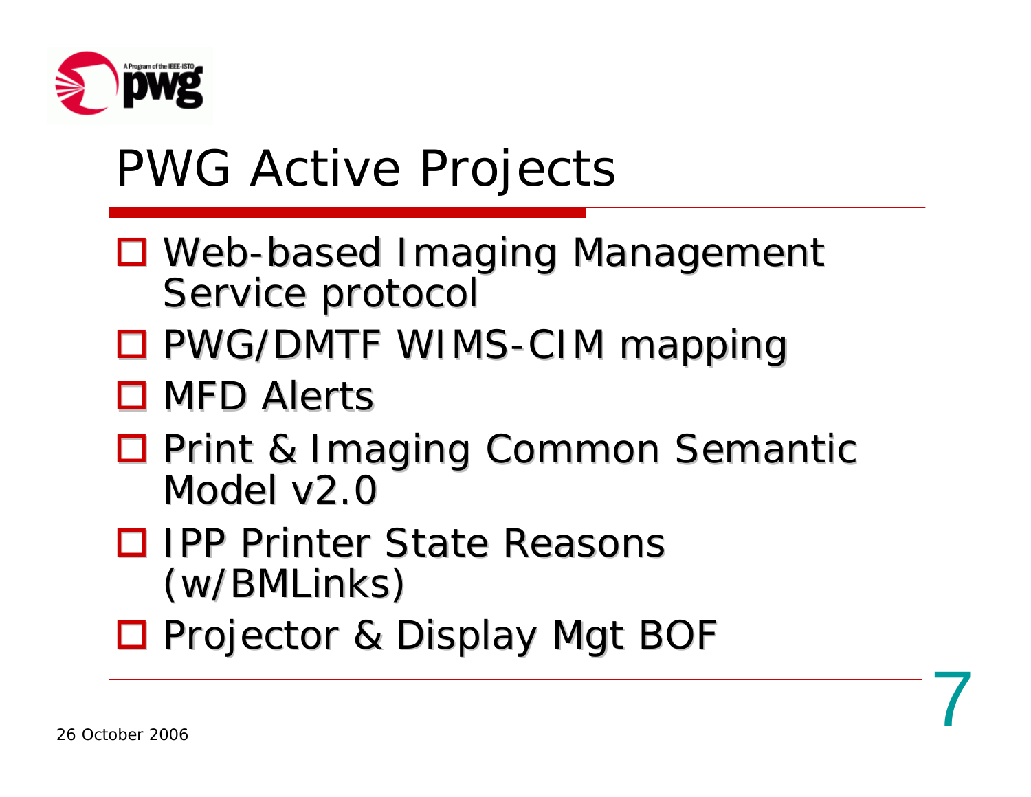# PWG Active Projects

- Web-based Imaging Management Service protocol
- PWG/DMTF WIMS-CIM mapping
- MFD Alerts
- Print & Imaging Common Semantic Model v2.0
- IPP Printer State Reasons (w/BMLinks)
- Projector & Display Mgt BOF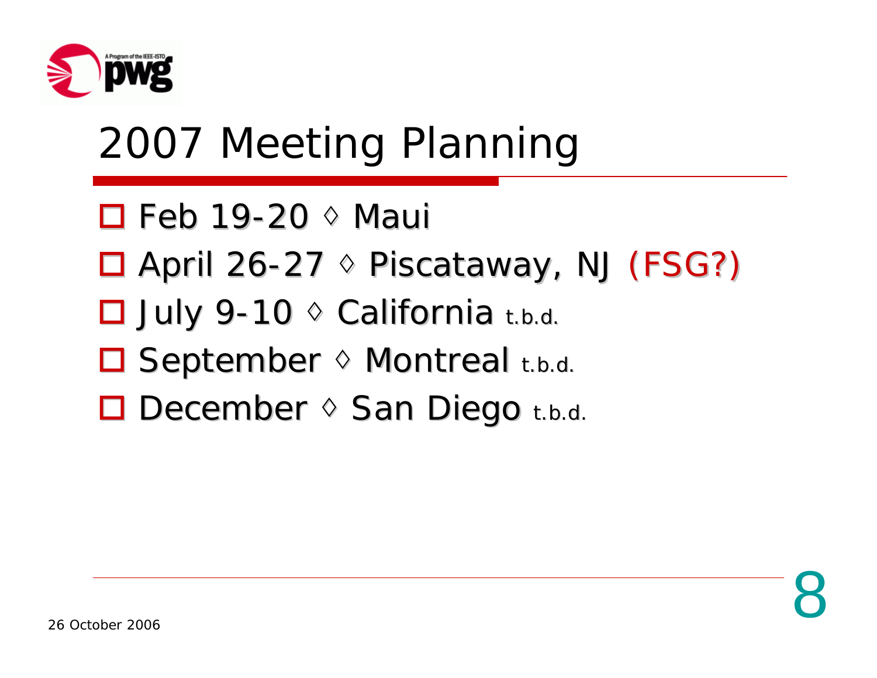# 2007 Meeting Planning

- Feb 19-20 ◊ Maui
- April 26-27 ◊ Piscataway, NJ (FSG?)
- July 9-10 ◊ California t.b.d.
- September ◊ Montreal t.b.d.
- December ◊ San Diego t.b.d.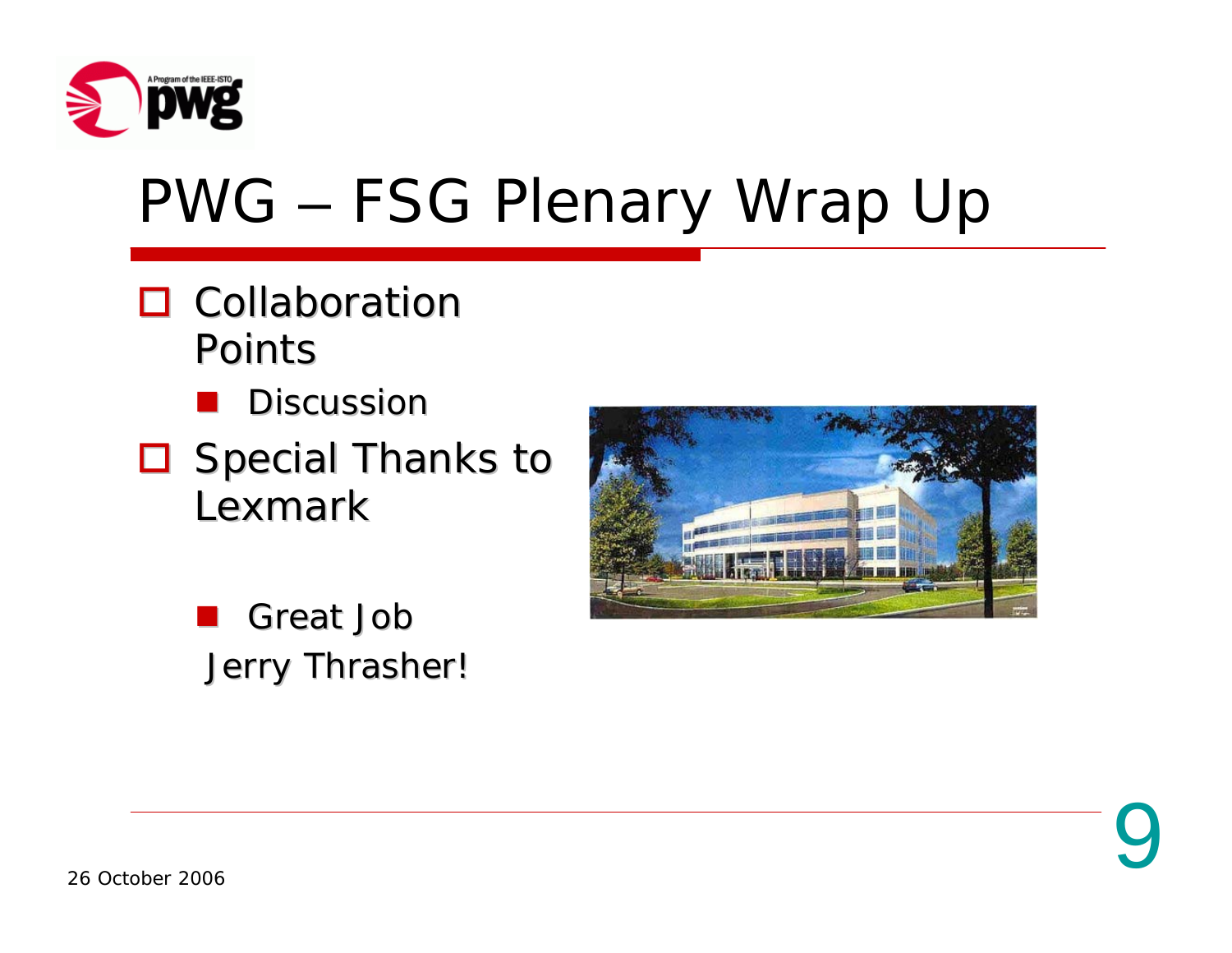# PWG – FSG Plenary Wrap Up

- Collaboration Points
  - Discussion
- Special Thanks to Lexmark
  - Great Job Jerry Thrasher!

26 October 2006